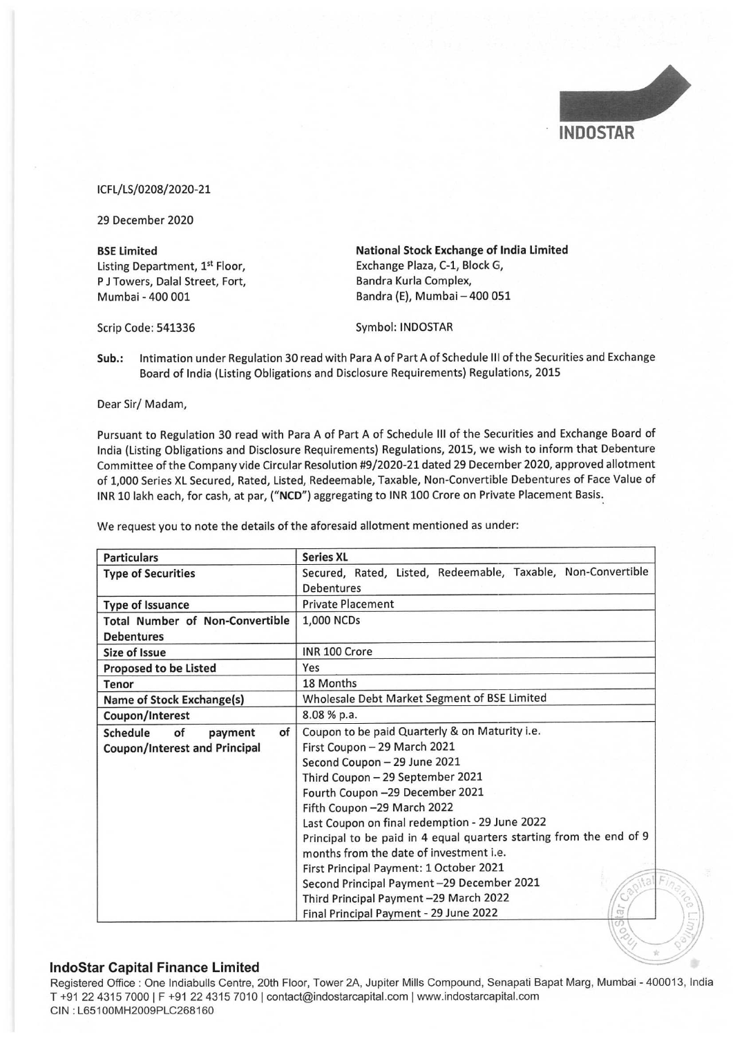INDOSTAR

ICFL/LS/0208/2020-21

29 December 2020

**BSE Limited**
Listing Department, 1st Floor,
P J Towers, Dalal Street, Fort,
Mumbai - 400 001

**National Stock Exchange of India Limited**
Exchange Plaza, C-1, Block G,
Bandra Kurla Complex,
Bandra (E), Mumbai – 400 051

Scrip Code: 541336

Symbol: INDOSTAR

**Sub.:** Intimation under Regulation 30 read with Para A of Part A of Schedule III of the Securities and Exchange Board of India (Listing Obligations and Disclosure Requirements) Regulations, 2015

Dear Sir/ Madam,

Pursuant to Regulation 30 read with Para A of Part A of Schedule III of the Securities and Exchange Board of India (Listing Obligations and Disclosure Requirements) Regulations, 2015, we wish to inform that Debenture Committee of the Company vide Circular Resolution #9/2020-21 dated 29 December 2020, approved allotment of 1,000 Series XL Secured, Rated, Listed, Redeemable, Taxable, Non-Convertible Debentures of Face Value of INR 10 lakh each, for cash, at par, ("**NCD**") aggregating to INR 100 Crore on Private Placement Basis.

We request you to note the details of the aforesaid allotment mentioned as under:

| **Particulars** | **Series XL** |
|---|---|
| **Type of Securities** | Secured, Rated, Listed, Redeemable, Taxable, Non-Convertible Debentures |
| **Type of Issuance** | Private Placement |
| **Total Number of Non-Convertible Debentures** | 1,000 NCDs |
| **Size of Issue** | INR 100 Crore |
| **Proposed to be Listed** | Yes |
| **Tenor** | 18 Months |
| **Name of Stock Exchange(s)** | Wholesale Debt Market Segment of BSE Limited |
| **Coupon/Interest** | 8.08 % p.a. |
| **Schedule of payment of Coupon/Interest and Principal** | Coupon to be paid Quarterly & on Maturity i.e.<br>First Coupon – 29 March 2021<br>Second Coupon – 29 June 2021<br>Third Coupon – 29 September 2021<br>Fourth Coupon –29 December 2021<br>Fifth Coupon –29 March 2022<br>Last Coupon on final redemption - 29 June 2022<br>Principal to be paid in 4 equal quarters starting from the end of 9 months from the date of investment i.e.<br>First Principal Payment: 1 October 2021<br>Second Principal Payment –29 December 2021<br>Third Principal Payment –29 March 2022<br>Final Principal Payment - 29 June 2022 |

**IndoStar Capital Finance Limited**
Registered Office : One Indiabulls Centre, 20th Floor, Tower 2A, Jupiter Mills Compound, Senapati Bapat Marg, Mumbai - 400013, India
T +91 22 4315 7000 | F +91 22 4315 7010 | contact@indostarcapital.com | www.indostarcapital.com
CIN : L65100MH2009PLC268160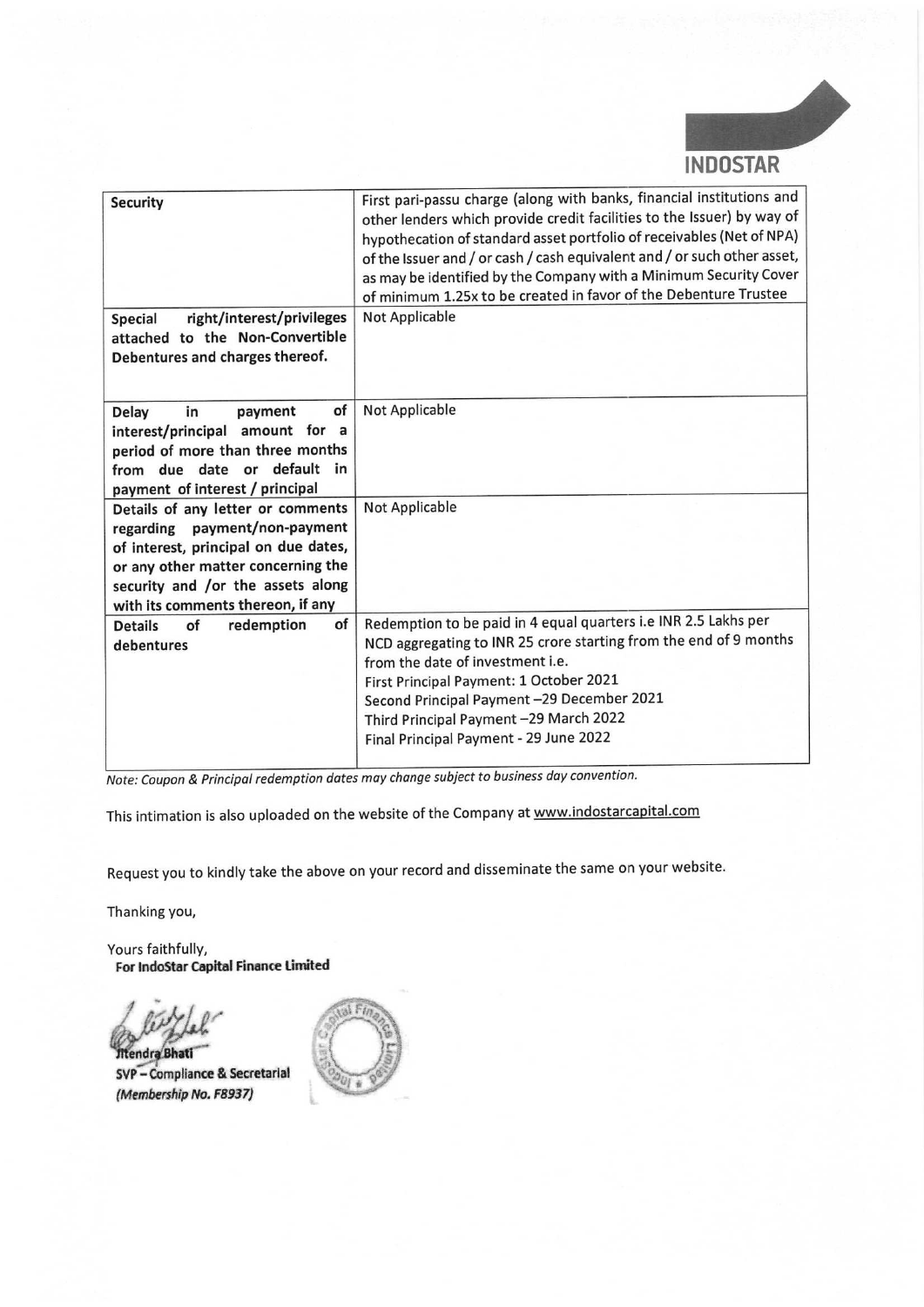| | |
|---|---|
| **Security** | First pari-passu charge (along with banks, financial institutions and other lenders which provide credit facilities to the Issuer) by way of hypothecation of standard asset portfolio of receivables (Net of NPA) of the Issuer and / or cash / cash equivalent and / or such other asset, as may be identified by the Company with a Minimum Security Cover of minimum 1.25x to be created in favor of the Debenture Trustee |
| **Special right/interest/privileges attached to the Non-Convertible Debentures and charges thereof.** | Not Applicable |
| **Delay in payment of interest/principal amount for a period of more than three months from due date or default in payment of interest / principal** | Not Applicable |
| **Details of any letter or comments regarding payment/non-payment of interest, principal on due dates, or any other matter concerning the security and /or the assets along with its comments thereon, if any** | Not Applicable |
| **Details of redemption of debentures** | Redemption to be paid in 4 equal quarters i.e INR 2.5 Lakhs per NCD aggregating to INR 25 crore starting from the end of 9 months from the date of investment i.e.<br>First Principal Payment: 1 October 2021<br>Second Principal Payment –29 December 2021<br>Third Principal Payment –29 March 2022<br>Final Principal Payment - 29 June 2022 |

*Note: Coupon & Principal redemption dates may change subject to business day convention.*

This intimation is also uploaded on the website of the Company at www.indostarcapital.com

Request you to kindly take the above on your record and disseminate the same on your website.

Thanking you,

Yours faithfully,
**For IndoStar Capital Finance Limited**

**Jitendra Bhati**
**SVP – Compliance & Secretarial**
***(Membership No. F8937)***